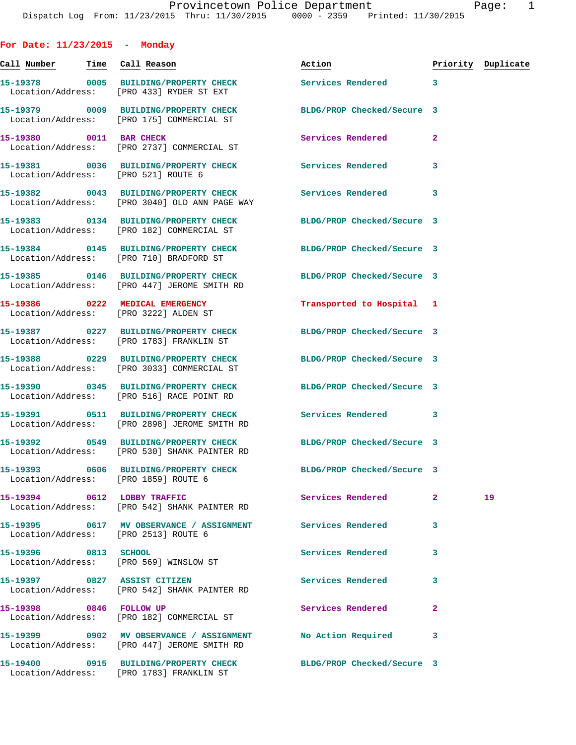Provincetown Police Department
Dispatch Log From: 11/23/2015 Thru: 11/30/2015 0000 - 2359 Printed: 11/30/2015

## For Date: 11/23/2015 - Monday

| Call Number | Time | Call Reason | Action | Priority | Duplicate |
|---|---|---|---|---|---|
| 15-19378 | 0005 | BUILDING/PROPERTY CHECK | Services Rendered | 3 | |
| Location/Address: | | [PRO 433] RYDER ST EXT | | | |
| 15-19379 | 0009 | BUILDING/PROPERTY CHECK | BLDG/PROP Checked/Secure | 3 | |
| Location/Address: | | [PRO 175] COMMERCIAL ST | | | |
| 15-19380 | 0011 | BAR CHECK | Services Rendered | 2 | |
| Location/Address: | | [PRO 2737] COMMERCIAL ST | | | |
| 15-19381 | 0036 | BUILDING/PROPERTY CHECK | Services Rendered | 3 | |
| Location/Address: | | [PRO 521] ROUTE 6 | | | |
| 15-19382 | 0043 | BUILDING/PROPERTY CHECK | Services Rendered | 3 | |
| Location/Address: | | [PRO 3040] OLD ANN PAGE WAY | | | |
| 15-19383 | 0134 | BUILDING/PROPERTY CHECK | BLDG/PROP Checked/Secure | 3 | |
| Location/Address: | | [PRO 182] COMMERCIAL ST | | | |
| 15-19384 | 0145 | BUILDING/PROPERTY CHECK | BLDG/PROP Checked/Secure | 3 | |
| Location/Address: | | [PRO 710] BRADFORD ST | | | |
| 15-19385 | 0146 | BUILDING/PROPERTY CHECK | BLDG/PROP Checked/Secure | 3 | |
| Location/Address: | | [PRO 447] JEROME SMITH RD | | | |
| 15-19386 | 0222 | MEDICAL EMERGENCY | Transported to Hospital | 1 | |
| Location/Address: | | [PRO 3222] ALDEN ST | | | |
| 15-19387 | 0227 | BUILDING/PROPERTY CHECK | BLDG/PROP Checked/Secure | 3 | |
| Location/Address: | | [PRO 1783] FRANKLIN ST | | | |
| 15-19388 | 0229 | BUILDING/PROPERTY CHECK | BLDG/PROP Checked/Secure | 3 | |
| Location/Address: | | [PRO 3033] COMMERCIAL ST | | | |
| 15-19390 | 0345 | BUILDING/PROPERTY CHECK | BLDG/PROP Checked/Secure | 3 | |
| Location/Address: | | [PRO 516] RACE POINT RD | | | |
| 15-19391 | 0511 | BUILDING/PROPERTY CHECK | Services Rendered | 3 | |
| Location/Address: | | [PRO 2898] JEROME SMITH RD | | | |
| 15-19392 | 0549 | BUILDING/PROPERTY CHECK | BLDG/PROP Checked/Secure | 3 | |
| Location/Address: | | [PRO 530] SHANK PAINTER RD | | | |
| 15-19393 | 0606 | BUILDING/PROPERTY CHECK | BLDG/PROP Checked/Secure | 3 | |
| Location/Address: | | [PRO 1859] ROUTE 6 | | | |
| 15-19394 | 0612 | LOBBY TRAFFIC | Services Rendered | 2 | 19 |
| Location/Address: | | [PRO 542] SHANK PAINTER RD | | | |
| 15-19395 | 0617 | MV OBSERVANCE / ASSIGNMENT | Services Rendered | 3 | |
| Location/Address: | | [PRO 2513] ROUTE 6 | | | |
| 15-19396 | 0813 | SCHOOL | Services Rendered | 3 | |
| Location/Address: | | [PRO 569] WINSLOW ST | | | |
| 15-19397 | 0827 | ASSIST CITIZEN | Services Rendered | 3 | |
| Location/Address: | | [PRO 542] SHANK PAINTER RD | | | |
| 15-19398 | 0846 | FOLLOW UP | Services Rendered | 2 | |
| Location/Address: | | [PRO 182] COMMERCIAL ST | | | |
| 15-19399 | 0902 | MV OBSERVANCE / ASSIGNMENT | No Action Required | 3 | |
| Location/Address: | | [PRO 447] JEROME SMITH RD | | | |
| 15-19400 | 0915 | BUILDING/PROPERTY CHECK | BLDG/PROP Checked/Secure | 3 | |
| Location/Address: | | [PRO 1783] FRANKLIN ST | | | |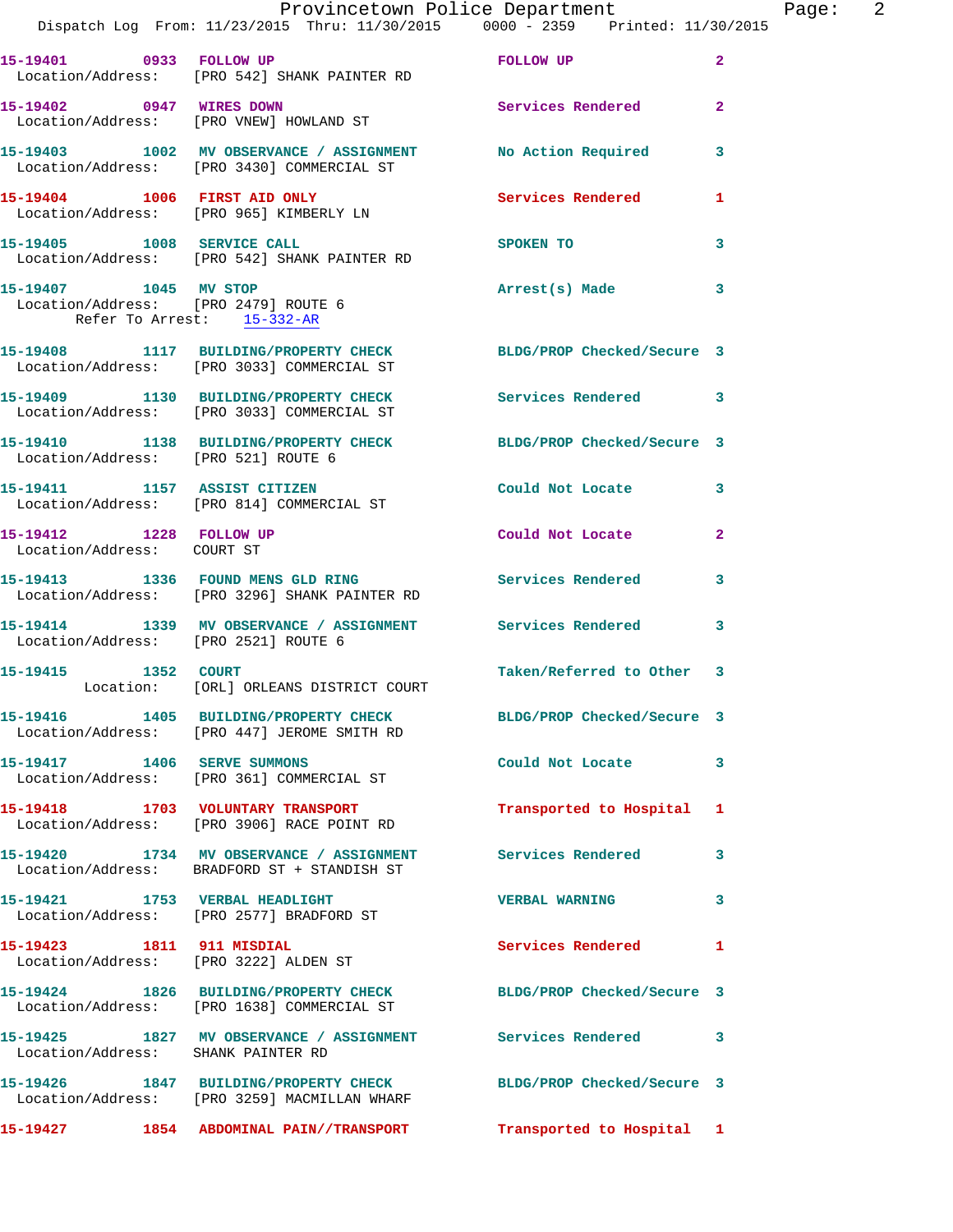| Call Number | Time | Call Reason | Action | Priority |
|---|---|---|---|---|
| 15-19401 | 0933 | FOLLOW UP | FOLLOW UP | 2 |
| Location/Address: [PRO 542] SHANK PAINTER RD | | | | |
| 15-19402 | 0947 | WIRES DOWN | Services Rendered | 2 |
| Location/Address: [PRO VNEW] HOWLAND ST | | | | |
| 15-19403 | 1002 | MV OBSERVANCE / ASSIGNMENT | No Action Required | 3 |
| Location/Address: [PRO 3430] COMMERCIAL ST | | | | |
| 15-19404 | 1006 | FIRST AID ONLY | Services Rendered | 1 |
| Location/Address: [PRO 965] KIMBERLY LN | | | | |
| 15-19405 | 1008 | SERVICE CALL | SPOKEN TO | 3 |
| Location/Address: [PRO 542] SHANK PAINTER RD | | | | |
| 15-19407 | 1045 | MV STOP | Arrest(s) Made | 3 |
| Location/Address: [PRO 2479] ROUTE 6 — Refer To Arrest: 15-332-AR | | | | |
| 15-19408 | 1117 | BUILDING/PROPERTY CHECK | BLDG/PROP Checked/Secure | 3 |
| Location/Address: [PRO 3033] COMMERCIAL ST | | | | |
| 15-19409 | 1130 | BUILDING/PROPERTY CHECK | Services Rendered | 3 |
| Location/Address: [PRO 3033] COMMERCIAL ST | | | | |
| 15-19410 | 1138 | BUILDING/PROPERTY CHECK | BLDG/PROP Checked/Secure | 3 |
| Location/Address: [PRO 521] ROUTE 6 | | | | |
| 15-19411 | 1157 | ASSIST CITIZEN | Could Not Locate | 3 |
| Location/Address: [PRO 814] COMMERCIAL ST | | | | |
| 15-19412 | 1228 | FOLLOW UP | Could Not Locate | 2 |
| Location/Address: COURT ST | | | | |
| 15-19413 | 1336 | FOUND MENS GLD RING | Services Rendered | 3 |
| Location/Address: [PRO 3296] SHANK PAINTER RD | | | | |
| 15-19414 | 1339 | MV OBSERVANCE / ASSIGNMENT | Services Rendered | 3 |
| Location/Address: [PRO 2521] ROUTE 6 | | | | |
| 15-19415 | 1352 | COURT | Taken/Referred to Other | 3 |
| Location: [ORL] ORLEANS DISTRICT COURT | | | | |
| 15-19416 | 1405 | BUILDING/PROPERTY CHECK | BLDG/PROP Checked/Secure | 3 |
| Location/Address: [PRO 447] JEROME SMITH RD | | | | |
| 15-19417 | 1406 | SERVE SUMMONS | Could Not Locate | 3 |
| Location/Address: [PRO 361] COMMERCIAL ST | | | | |
| 15-19418 | 1703 | VOLUNTARY TRANSPORT | Transported to Hospital | 1 |
| Location/Address: [PRO 3906] RACE POINT RD | | | | |
| 15-19420 | 1734 | MV OBSERVANCE / ASSIGNMENT | Services Rendered | 3 |
| Location/Address: BRADFORD ST + STANDISH ST | | | | |
| 15-19421 | 1753 | VERBAL HEADLIGHT | VERBAL WARNING | 3 |
| Location/Address: [PRO 2577] BRADFORD ST | | | | |
| 15-19423 | 1811 | 911 MISDIAL | Services Rendered | 1 |
| Location/Address: [PRO 3222] ALDEN ST | | | | |
| 15-19424 | 1826 | BUILDING/PROPERTY CHECK | BLDG/PROP Checked/Secure | 3 |
| Location/Address: [PRO 1638] COMMERCIAL ST | | | | |
| 15-19425 | 1827 | MV OBSERVANCE / ASSIGNMENT | Services Rendered | 3 |
| Location/Address: SHANK PAINTER RD | | | | |
| 15-19426 | 1847 | BUILDING/PROPERTY CHECK | BLDG/PROP Checked/Secure | 3 |
| Location/Address: [PRO 3259] MACMILLAN WHARF | | | | |
| 15-19427 | 1854 | ABDOMINAL PAIN//TRANSPORT | Transported to Hospital | 1 |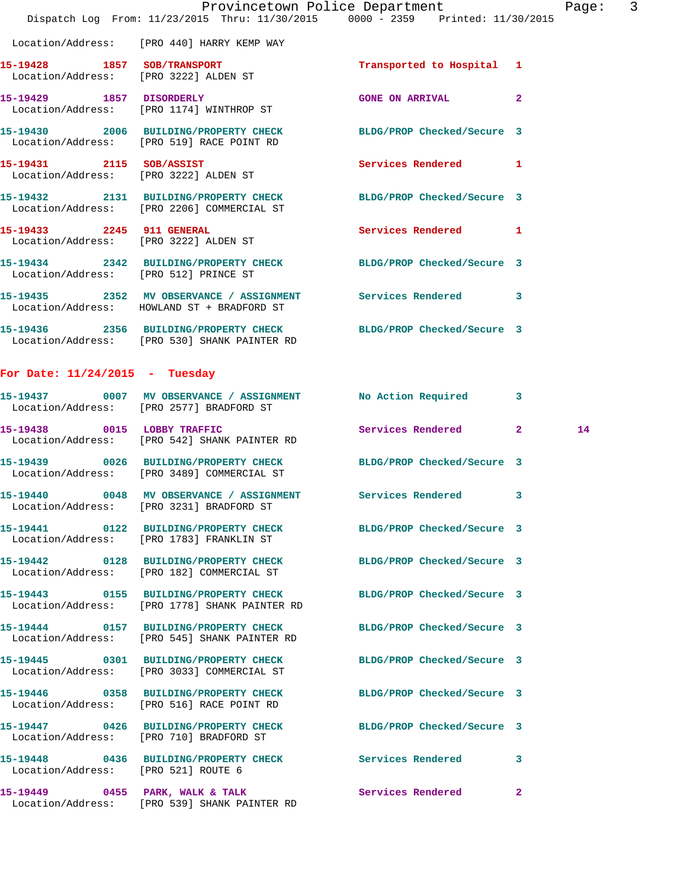Location/Address: [PRO 440] HARRY KEMP WAY

15-19428 1857 SOB/TRANSPORT Transported to Hospital 1
Location/Address: [PRO 3222] ALDEN ST

15-19429 1857 DISORDERLY GONE ON ARRIVAL 2
Location/Address: [PRO 1174] WINTHROP ST

15-19430 2006 BUILDING/PROPERTY CHECK BLDG/PROP Checked/Secure 3
Location/Address: [PRO 519] RACE POINT RD

15-19431 2115 SOB/ASSIST Services Rendered 1
Location/Address: [PRO 3222] ALDEN ST

15-19432 2131 BUILDING/PROPERTY CHECK BLDG/PROP Checked/Secure 3
Location/Address: [PRO 2206] COMMERCIAL ST

15-19433 2245 911 GENERAL Services Rendered 1
Location/Address: [PRO 3222] ALDEN ST

15-19434 2342 BUILDING/PROPERTY CHECK BLDG/PROP Checked/Secure 3
Location/Address: [PRO 512] PRINCE ST

15-19435 2352 MV OBSERVANCE / ASSIGNMENT Services Rendered 3
Location/Address: HOWLAND ST + BRADFORD ST

15-19436 2356 BUILDING/PROPERTY CHECK BLDG/PROP Checked/Secure 3
Location/Address: [PRO 530] SHANK PAINTER RD

## For Date: 11/24/2015 - Tuesday

15-19437 0007 MV OBSERVANCE / ASSIGNMENT No Action Required 3
Location/Address: [PRO 2577] BRADFORD ST

15-19438 0015 LOBBY TRAFFIC Services Rendered 2 14
Location/Address: [PRO 542] SHANK PAINTER RD

15-19439 0026 BUILDING/PROPERTY CHECK BLDG/PROP Checked/Secure 3
Location/Address: [PRO 3489] COMMERCIAL ST

15-19440 0048 MV OBSERVANCE / ASSIGNMENT Services Rendered 3
Location/Address: [PRO 3231] BRADFORD ST

15-19441 0122 BUILDING/PROPERTY CHECK BLDG/PROP Checked/Secure 3
Location/Address: [PRO 1783] FRANKLIN ST

15-19442 0128 BUILDING/PROPERTY CHECK BLDG/PROP Checked/Secure 3
Location/Address: [PRO 182] COMMERCIAL ST

15-19443 0155 BUILDING/PROPERTY CHECK BLDG/PROP Checked/Secure 3
Location/Address: [PRO 1778] SHANK PAINTER RD

15-19444 0157 BUILDING/PROPERTY CHECK BLDG/PROP Checked/Secure 3
Location/Address: [PRO 545] SHANK PAINTER RD

15-19445 0301 BUILDING/PROPERTY CHECK BLDG/PROP Checked/Secure 3
Location/Address: [PRO 3033] COMMERCIAL ST

15-19446 0358 BUILDING/PROPERTY CHECK BLDG/PROP Checked/Secure 3
Location/Address: [PRO 516] RACE POINT RD

15-19447 0426 BUILDING/PROPERTY CHECK BLDG/PROP Checked/Secure 3
Location/Address: [PRO 710] BRADFORD ST

15-19448 0436 BUILDING/PROPERTY CHECK Services Rendered 3
Location/Address: [PRO 521] ROUTE 6

15-19449 0455 PARK, WALK & TALK Services Rendered 2
Location/Address: [PRO 539] SHANK PAINTER RD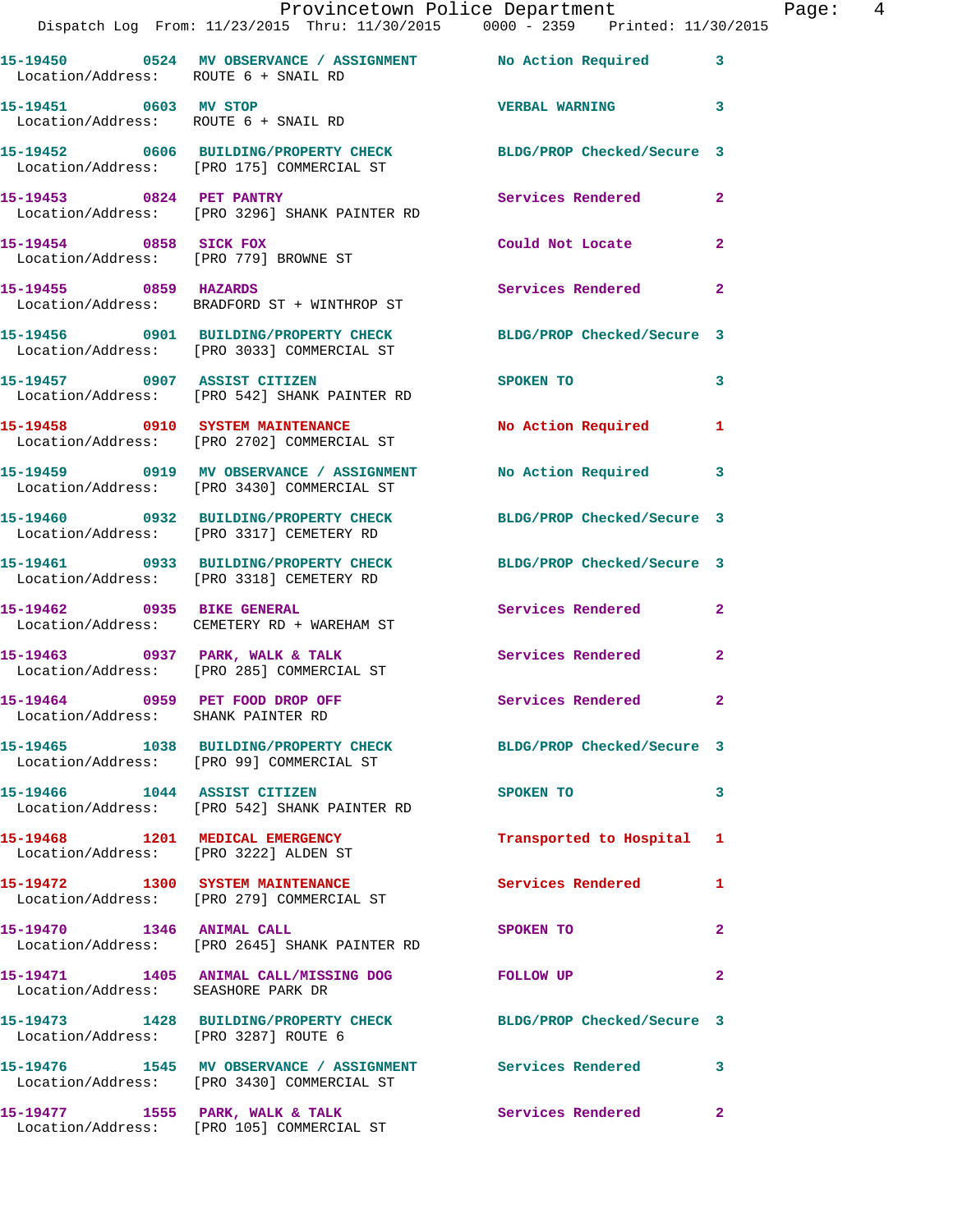15-19450 0524 MV OBSERVANCE / ASSIGNMENT No Action Required 3
Location/Address: ROUTE 6 + SNAIL RD

15-19451 0603 MV STOP VERBAL WARNING 3
Location/Address: ROUTE 6 + SNAIL RD

15-19452 0606 BUILDING/PROPERTY CHECK BLDG/PROP Checked/Secure 3
Location/Address: [PRO 175] COMMERCIAL ST

15-19453 0824 PET PANTRY Services Rendered 2
Location/Address: [PRO 3296] SHANK PAINTER RD

15-19454 0858 SICK FOX Could Not Locate 2
Location/Address: [PRO 779] BROWNE ST

15-19455 0859 HAZARDS Services Rendered 2
Location/Address: BRADFORD ST + WINTHROP ST

15-19456 0901 BUILDING/PROPERTY CHECK BLDG/PROP Checked/Secure 3
Location/Address: [PRO 3033] COMMERCIAL ST

15-19457 0907 ASSIST CITIZEN SPOKEN TO 3
Location/Address: [PRO 542] SHANK PAINTER RD

15-19458 0910 SYSTEM MAINTENANCE No Action Required 1
Location/Address: [PRO 2702] COMMERCIAL ST

15-19459 0919 MV OBSERVANCE / ASSIGNMENT No Action Required 3
Location/Address: [PRO 3430] COMMERCIAL ST

15-19460 0932 BUILDING/PROPERTY CHECK BLDG/PROP Checked/Secure 3
Location/Address: [PRO 3317] CEMETERY RD

15-19461 0933 BUILDING/PROPERTY CHECK BLDG/PROP Checked/Secure 3
Location/Address: [PRO 3318] CEMETERY RD

15-19462 0935 BIKE GENERAL Services Rendered 2
Location/Address: CEMETERY RD + WAREHAM ST

15-19463 0937 PARK, WALK & TALK Services Rendered 2
Location/Address: [PRO 285] COMMERCIAL ST

15-19464 0959 PET FOOD DROP OFF Services Rendered 2
Location/Address: SHANK PAINTER RD

15-19465 1038 BUILDING/PROPERTY CHECK BLDG/PROP Checked/Secure 3
Location/Address: [PRO 99] COMMERCIAL ST

15-19466 1044 ASSIST CITIZEN SPOKEN TO 3
Location/Address: [PRO 542] SHANK PAINTER RD

15-19468 1201 MEDICAL EMERGENCY Transported to Hospital 1
Location/Address: [PRO 3222] ALDEN ST

15-19472 1300 SYSTEM MAINTENANCE Services Rendered 1
Location/Address: [PRO 279] COMMERCIAL ST

15-19470 1346 ANIMAL CALL SPOKEN TO 2
Location/Address: [PRO 2645] SHANK PAINTER RD

15-19471 1405 ANIMAL CALL/MISSING DOG FOLLOW UP 2
Location/Address: SEASHORE PARK DR

15-19473 1428 BUILDING/PROPERTY CHECK BLDG/PROP Checked/Secure 3
Location/Address: [PRO 3287] ROUTE 6

15-19476 1545 MV OBSERVANCE / ASSIGNMENT Services Rendered 3
Location/Address: [PRO 3430] COMMERCIAL ST

15-19477 1555 PARK, WALK & TALK Services Rendered 2
Location/Address: [PRO 105] COMMERCIAL ST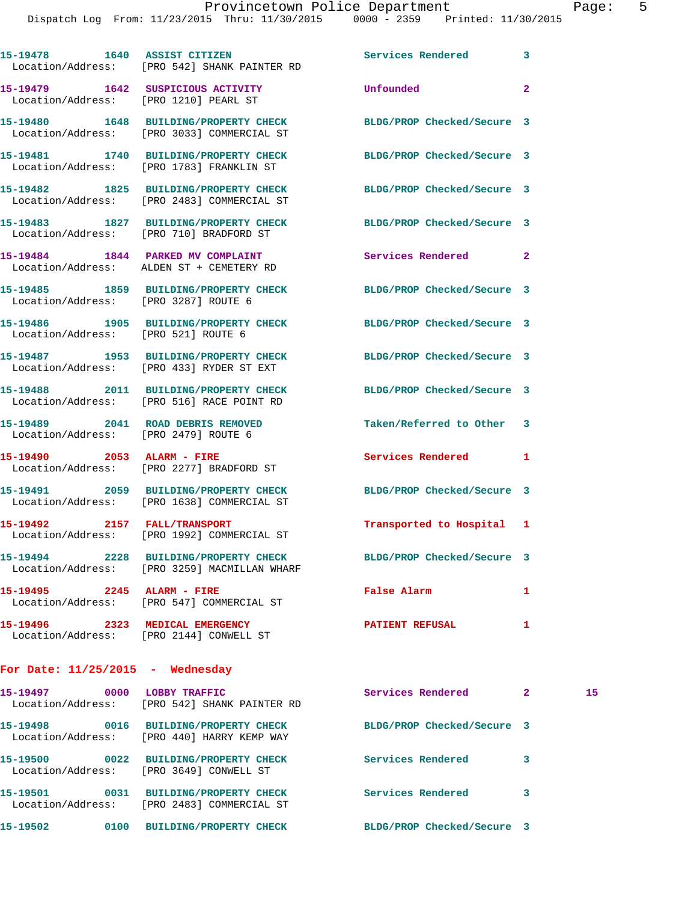15-19478 1640 ASSIST CITIZEN Services Rendered 3
Location/Address: [PRO 542] SHANK PAINTER RD

15-19479 1642 SUSPICIOUS ACTIVITY Unfounded 2
Location/Address: [PRO 1210] PEARL ST

15-19480 1648 BUILDING/PROPERTY CHECK BLDG/PROP Checked/Secure 3
Location/Address: [PRO 3033] COMMERCIAL ST

15-19481 1740 BUILDING/PROPERTY CHECK BLDG/PROP Checked/Secure 3
Location/Address: [PRO 1783] FRANKLIN ST

15-19482 1825 BUILDING/PROPERTY CHECK BLDG/PROP Checked/Secure 3
Location/Address: [PRO 2483] COMMERCIAL ST

15-19483 1827 BUILDING/PROPERTY CHECK BLDG/PROP Checked/Secure 3
Location/Address: [PRO 710] BRADFORD ST

15-19484 1844 PARKED MV COMPLAINT Services Rendered 2
Location/Address: ALDEN ST + CEMETERY RD

15-19485 1859 BUILDING/PROPERTY CHECK BLDG/PROP Checked/Secure 3
Location/Address: [PRO 3287] ROUTE 6

15-19486 1905 BUILDING/PROPERTY CHECK BLDG/PROP Checked/Secure 3
Location/Address: [PRO 521] ROUTE 6

15-19487 1953 BUILDING/PROPERTY CHECK BLDG/PROP Checked/Secure 3
Location/Address: [PRO 433] RYDER ST EXT

15-19488 2011 BUILDING/PROPERTY CHECK BLDG/PROP Checked/Secure 3
Location/Address: [PRO 516] RACE POINT RD

15-19489 2041 ROAD DEBRIS REMOVED Taken/Referred to Other 3
Location/Address: [PRO 2479] ROUTE 6

15-19490 2053 ALARM - FIRE Services Rendered 1
Location/Address: [PRO 2277] BRADFORD ST

15-19491 2059 BUILDING/PROPERTY CHECK BLDG/PROP Checked/Secure 3
Location/Address: [PRO 1638] COMMERCIAL ST

15-19492 2157 FALL/TRANSPORT Transported to Hospital 1
Location/Address: [PRO 1992] COMMERCIAL ST

15-19494 2228 BUILDING/PROPERTY CHECK BLDG/PROP Checked/Secure 3
Location/Address: [PRO 3259] MACMILLAN WHARF

15-19495 2245 ALARM - FIRE False Alarm 1
Location/Address: [PRO 547] COMMERCIAL ST

15-19496 2323 MEDICAL EMERGENCY PATIENT REFUSAL 1
Location/Address: [PRO 2144] CONWELL ST

## For Date: 11/25/2015 - Wednesday

15-19497 0000 LOBBY TRAFFIC Services Rendered 2 15
Location/Address: [PRO 542] SHANK PAINTER RD

15-19498 0016 BUILDING/PROPERTY CHECK BLDG/PROP Checked/Secure 3
Location/Address: [PRO 440] HARRY KEMP WAY

15-19500 0022 BUILDING/PROPERTY CHECK Services Rendered 3
Location/Address: [PRO 3649] CONWELL ST

15-19501 0031 BUILDING/PROPERTY CHECK Services Rendered 3
Location/Address: [PRO 2483] COMMERCIAL ST

15-19502 0100 BUILDING/PROPERTY CHECK BLDG/PROP Checked/Secure 3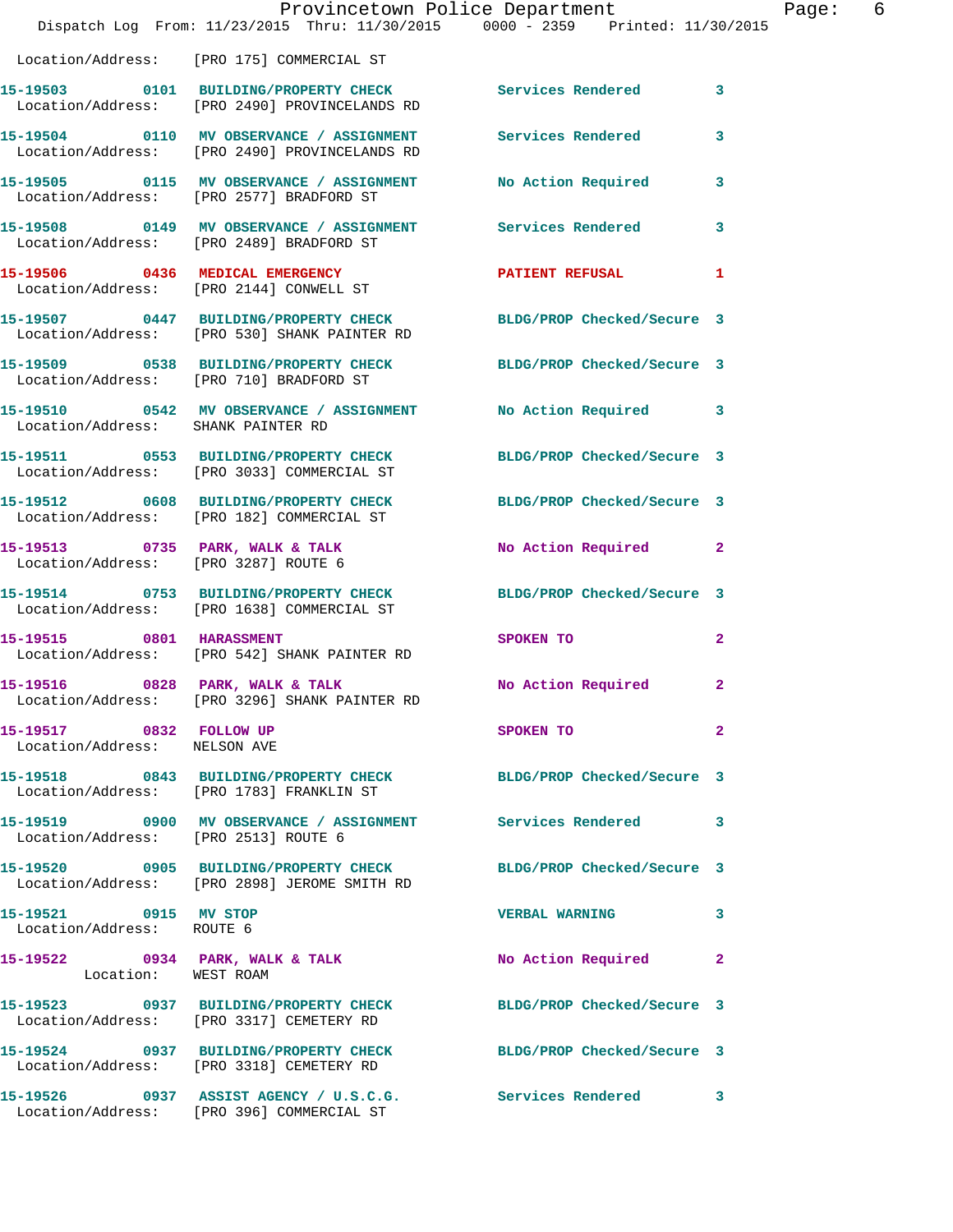Location/Address: [PRO 175] COMMERCIAL ST

15-19503 0101 BUILDING/PROPERTY CHECK Services Rendered 3
Location/Address: [PRO 2490] PROVINCELANDS RD

15-19504 0110 MV OBSERVANCE / ASSIGNMENT Services Rendered 3
Location/Address: [PRO 2490] PROVINCELANDS RD

15-19505 0115 MV OBSERVANCE / ASSIGNMENT No Action Required 3
Location/Address: [PRO 2577] BRADFORD ST

15-19508 0149 MV OBSERVANCE / ASSIGNMENT Services Rendered 3
Location/Address: [PRO 2489] BRADFORD ST

15-19506 0436 MEDICAL EMERGENCY PATIENT REFUSAL 1
Location/Address: [PRO 2144] CONWELL ST

15-19507 0447 BUILDING/PROPERTY CHECK BLDG/PROP Checked/Secure 3
Location/Address: [PRO 530] SHANK PAINTER RD

15-19509 0538 BUILDING/PROPERTY CHECK BLDG/PROP Checked/Secure 3
Location/Address: [PRO 710] BRADFORD ST

15-19510 0542 MV OBSERVANCE / ASSIGNMENT No Action Required 3
Location/Address: SHANK PAINTER RD

15-19511 0553 BUILDING/PROPERTY CHECK BLDG/PROP Checked/Secure 3
Location/Address: [PRO 3033] COMMERCIAL ST

15-19512 0608 BUILDING/PROPERTY CHECK BLDG/PROP Checked/Secure 3
Location/Address: [PRO 182] COMMERCIAL ST

15-19513 0735 PARK, WALK & TALK No Action Required 2
Location/Address: [PRO 3287] ROUTE 6

15-19514 0753 BUILDING/PROPERTY CHECK BLDG/PROP Checked/Secure 3
Location/Address: [PRO 1638] COMMERCIAL ST

15-19515 0801 HARASSMENT SPOKEN TO 2
Location/Address: [PRO 542] SHANK PAINTER RD

15-19516 0828 PARK, WALK & TALK No Action Required 2
Location/Address: [PRO 3296] SHANK PAINTER RD

15-19517 0832 FOLLOW UP SPOKEN TO 2
Location/Address: NELSON AVE

15-19518 0843 BUILDING/PROPERTY CHECK BLDG/PROP Checked/Secure 3
Location/Address: [PRO 1783] FRANKLIN ST

15-19519 0900 MV OBSERVANCE / ASSIGNMENT Services Rendered 3
Location/Address: [PRO 2513] ROUTE 6

15-19520 0905 BUILDING/PROPERTY CHECK BLDG/PROP Checked/Secure 3
Location/Address: [PRO 2898] JEROME SMITH RD

15-19521 0915 MV STOP VERBAL WARNING 3
Location/Address: ROUTE 6

15-19522 0934 PARK, WALK & TALK No Action Required 2
Location: WEST ROAM

15-19523 0937 BUILDING/PROPERTY CHECK BLDG/PROP Checked/Secure 3
Location/Address: [PRO 3317] CEMETERY RD

15-19524 0937 BUILDING/PROPERTY CHECK BLDG/PROP Checked/Secure 3
Location/Address: [PRO 3318] CEMETERY RD

15-19526 0937 ASSIST AGENCY / U.S.C.G. Services Rendered 3
Location/Address: [PRO 396] COMMERCIAL ST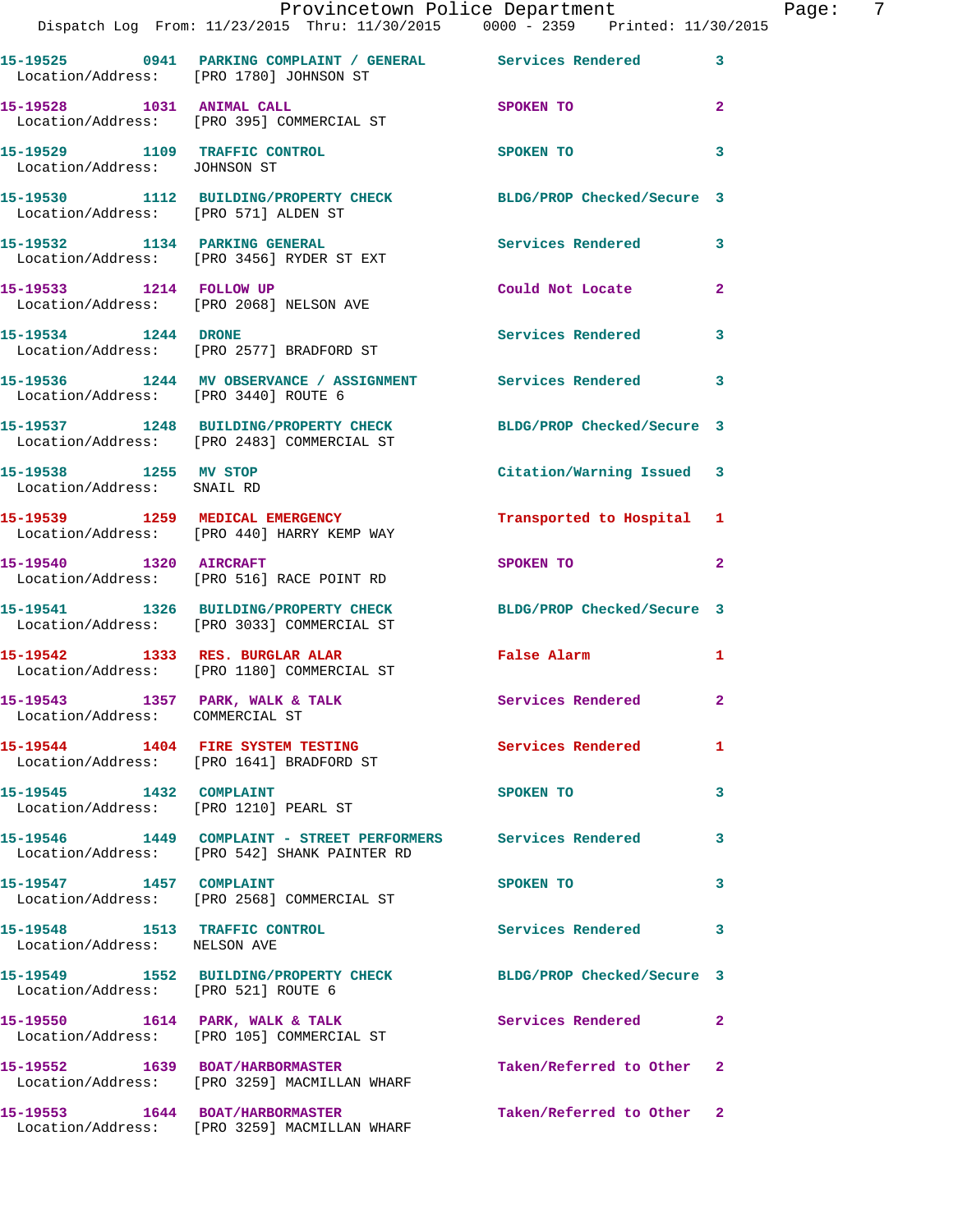| Call Number | Time | Call Reason | Action | Priority |
|---|---|---|---|---|
| 15-19525 | 0941 | PARKING COMPLAINT / GENERAL | Services Rendered | 3 |
| Location/Address: | [PRO 1780] JOHNSON ST | | | |
| 15-19528 | 1031 | ANIMAL CALL | SPOKEN TO | 2 |
| Location/Address: | [PRO 395] COMMERCIAL ST | | | |
| 15-19529 | 1109 | TRAFFIC CONTROL | SPOKEN TO | 3 |
| Location/Address: | JOHNSON ST | | | |
| 15-19530 | 1112 | BUILDING/PROPERTY CHECK | BLDG/PROP Checked/Secure | 3 |
| Location/Address: | [PRO 571] ALDEN ST | | | |
| 15-19532 | 1134 | PARKING GENERAL | Services Rendered | 3 |
| Location/Address: | [PRO 3456] RYDER ST EXT | | | |
| 15-19533 | 1214 | FOLLOW UP | Could Not Locate | 2 |
| Location/Address: | [PRO 2068] NELSON AVE | | | |
| 15-19534 | 1244 | DRONE | Services Rendered | 3 |
| Location/Address: | [PRO 2577] BRADFORD ST | | | |
| 15-19536 | 1244 | MV OBSERVANCE / ASSIGNMENT | Services Rendered | 3 |
| Location/Address: | [PRO 3440] ROUTE 6 | | | |
| 15-19537 | 1248 | BUILDING/PROPERTY CHECK | BLDG/PROP Checked/Secure | 3 |
| Location/Address: | [PRO 2483] COMMERCIAL ST | | | |
| 15-19538 | 1255 | MV STOP | Citation/Warning Issued | 3 |
| Location/Address: | SNAIL RD | | | |
| 15-19539 | 1259 | MEDICAL EMERGENCY | Transported to Hospital | 1 |
| Location/Address: | [PRO 440] HARRY KEMP WAY | | | |
| 15-19540 | 1320 | AIRCRAFT | SPOKEN TO | 2 |
| Location/Address: | [PRO 516] RACE POINT RD | | | |
| 15-19541 | 1326 | BUILDING/PROPERTY CHECK | BLDG/PROP Checked/Secure | 3 |
| Location/Address: | [PRO 3033] COMMERCIAL ST | | | |
| 15-19542 | 1333 | RES. BURGLAR ALAR | False Alarm | 1 |
| Location/Address: | [PRO 1180] COMMERCIAL ST | | | |
| 15-19543 | 1357 | PARK, WALK & TALK | Services Rendered | 2 |
| Location/Address: | COMMERCIAL ST | | | |
| 15-19544 | 1404 | FIRE SYSTEM TESTING | Services Rendered | 1 |
| Location/Address: | [PRO 1641] BRADFORD ST | | | |
| 15-19545 | 1432 | COMPLAINT | SPOKEN TO | 3 |
| Location/Address: | [PRO 1210] PEARL ST | | | |
| 15-19546 | 1449 | COMPLAINT - STREET PERFORMERS | Services Rendered | 3 |
| Location/Address: | [PRO 542] SHANK PAINTER RD | | | |
| 15-19547 | 1457 | COMPLAINT | SPOKEN TO | 3 |
| Location/Address: | [PRO 2568] COMMERCIAL ST | | | |
| 15-19548 | 1513 | TRAFFIC CONTROL | Services Rendered | 3 |
| Location/Address: | NELSON AVE | | | |
| 15-19549 | 1552 | BUILDING/PROPERTY CHECK | BLDG/PROP Checked/Secure | 3 |
| Location/Address: | [PRO 521] ROUTE 6 | | | |
| 15-19550 | 1614 | PARK, WALK & TALK | Services Rendered | 2 |
| Location/Address: | [PRO 105] COMMERCIAL ST | | | |
| 15-19552 | 1639 | BOAT/HARBORMASTER | Taken/Referred to Other | 2 |
| Location/Address: | [PRO 3259] MACMILLAN WHARF | | | |
| 15-19553 | 1644 | BOAT/HARBORMASTER | Taken/Referred to Other | 2 |
| Location/Address: | [PRO 3259] MACMILLAN WHARF | | | |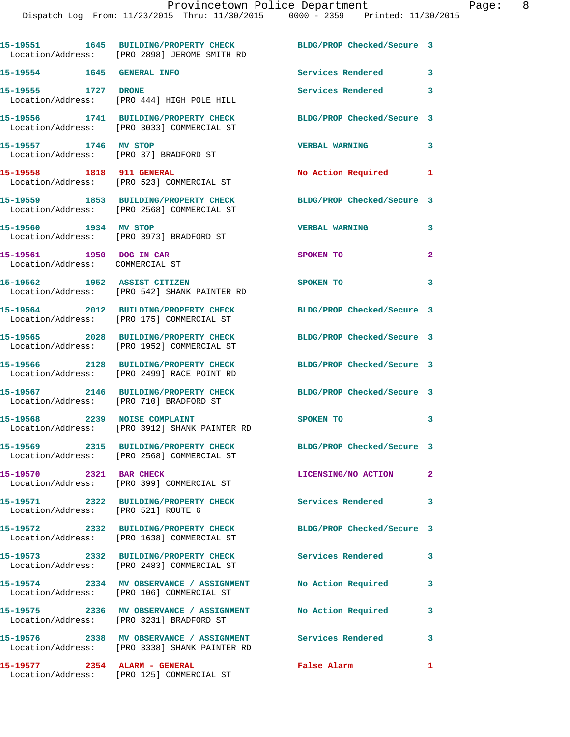15-19551 1645 BUILDING/PROPERTY CHECK BLDG/PROP Checked/Secure 3
Location/Address: [PRO 2898] JEROME SMITH RD

15-19554 1645 GENERAL INFO Services Rendered 3

15-19555 1727 DRONE Services Rendered 3
Location/Address: [PRO 444] HIGH POLE HILL

15-19556 1741 BUILDING/PROPERTY CHECK BLDG/PROP Checked/Secure 3
Location/Address: [PRO 3033] COMMERCIAL ST

15-19557 1746 MV STOP VERBAL WARNING 3
Location/Address: [PRO 37] BRADFORD ST

15-19558 1818 911 GENERAL No Action Required 1
Location/Address: [PRO 523] COMMERCIAL ST

15-19559 1853 BUILDING/PROPERTY CHECK BLDG/PROP Checked/Secure 3
Location/Address: [PRO 2568] COMMERCIAL ST

15-19560 1934 MV STOP VERBAL WARNING 3
Location/Address: [PRO 3973] BRADFORD ST

15-19561 1950 DOG IN CAR SPOKEN TO 2
Location/Address: COMMERCIAL ST

15-19562 1952 ASSIST CITIZEN SPOKEN TO 3
Location/Address: [PRO 542] SHANK PAINTER RD

15-19564 2012 BUILDING/PROPERTY CHECK BLDG/PROP Checked/Secure 3
Location/Address: [PRO 175] COMMERCIAL ST

15-19565 2028 BUILDING/PROPERTY CHECK BLDG/PROP Checked/Secure 3
Location/Address: [PRO 1952] COMMERCIAL ST

15-19566 2128 BUILDING/PROPERTY CHECK BLDG/PROP Checked/Secure 3
Location/Address: [PRO 2499] RACE POINT RD

15-19567 2146 BUILDING/PROPERTY CHECK BLDG/PROP Checked/Secure 3
Location/Address: [PRO 710] BRADFORD ST

15-19568 2239 NOISE COMPLAINT SPOKEN TO 3
Location/Address: [PRO 3912] SHANK PAINTER RD

15-19569 2315 BUILDING/PROPERTY CHECK BLDG/PROP Checked/Secure 3
Location/Address: [PRO 2568] COMMERCIAL ST

15-19570 2321 BAR CHECK LICENSING/NO ACTION 2
Location/Address: [PRO 399] COMMERCIAL ST

15-19571 2322 BUILDING/PROPERTY CHECK Services Rendered 3
Location/Address: [PRO 521] ROUTE 6

15-19572 2332 BUILDING/PROPERTY CHECK BLDG/PROP Checked/Secure 3
Location/Address: [PRO 1638] COMMERCIAL ST

15-19573 2332 BUILDING/PROPERTY CHECK Services Rendered 3
Location/Address: [PRO 2483] COMMERCIAL ST

15-19574 2334 MV OBSERVANCE / ASSIGNMENT No Action Required 3
Location/Address: [PRO 106] COMMERCIAL ST

15-19575 2336 MV OBSERVANCE / ASSIGNMENT No Action Required 3
Location/Address: [PRO 3231] BRADFORD ST

15-19576 2338 MV OBSERVANCE / ASSIGNMENT Services Rendered 3
Location/Address: [PRO 3338] SHANK PAINTER RD

15-19577 2354 ALARM - GENERAL False Alarm 1
Location/Address: [PRO 125] COMMERCIAL ST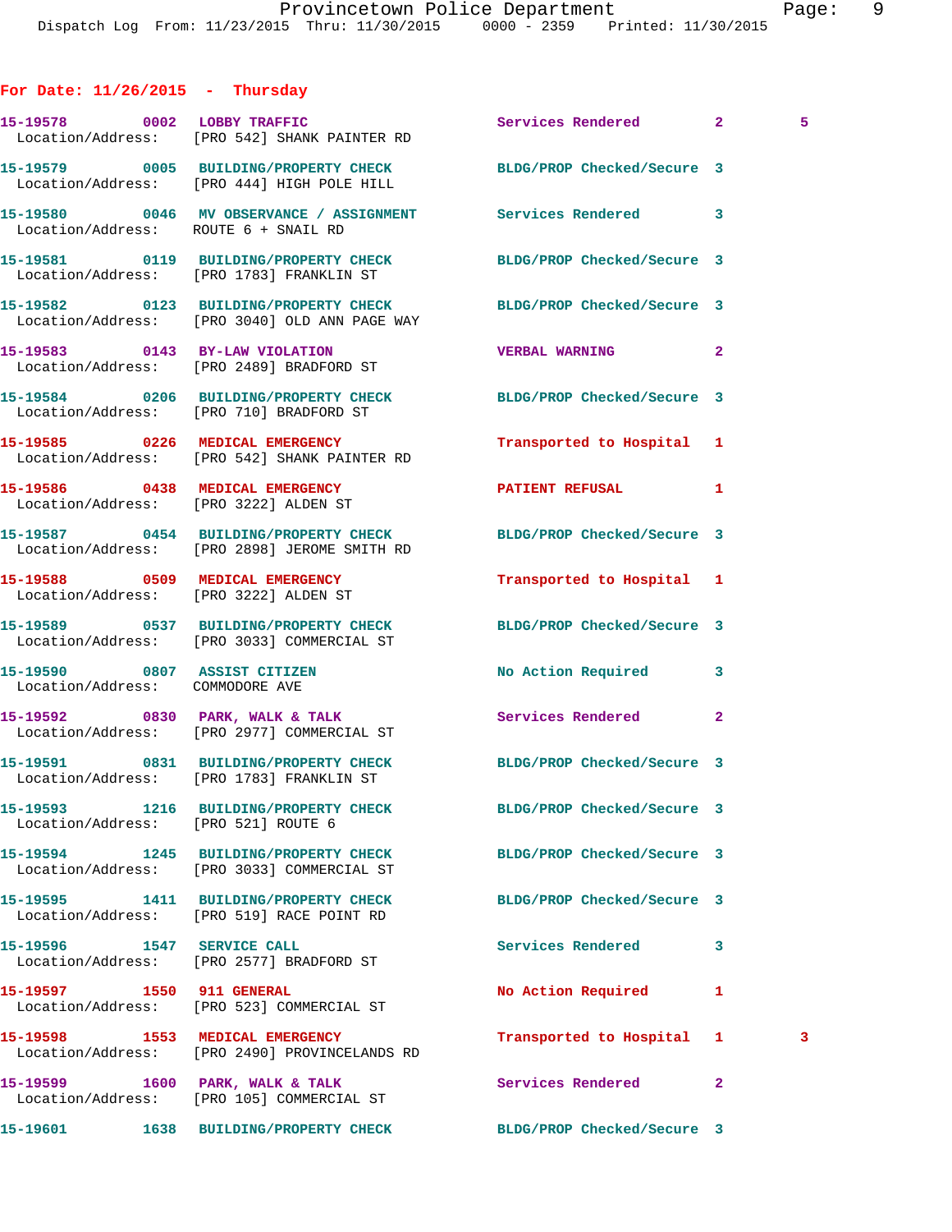## For Date: 11/26/2015 - Thursday

| Call Number | Time | Call Reason | Action | Priority | |
|---|---|---|---|---|---|
| 15-19578 | 0002 | LOBBY TRAFFIC | Services Rendered | 2 | 5 |
| | | Location/Address: [PRO 542] SHANK PAINTER RD | | | |
| 15-19579 | 0005 | BUILDING/PROPERTY CHECK | BLDG/PROP Checked/Secure | 3 | |
| | | Location/Address: [PRO 444] HIGH POLE HILL | | | |
| 15-19580 | 0046 | MV OBSERVANCE / ASSIGNMENT | Services Rendered | 3 | |
| | | Location/Address: ROUTE 6 + SNAIL RD | | | |
| 15-19581 | 0119 | BUILDING/PROPERTY CHECK | BLDG/PROP Checked/Secure | 3 | |
| | | Location/Address: [PRO 1783] FRANKLIN ST | | | |
| 15-19582 | 0123 | BUILDING/PROPERTY CHECK | BLDG/PROP Checked/Secure | 3 | |
| | | Location/Address: [PRO 3040] OLD ANN PAGE WAY | | | |
| 15-19583 | 0143 | BY-LAW VIOLATION | VERBAL WARNING | 2 | |
| | | Location/Address: [PRO 2489] BRADFORD ST | | | |
| 15-19584 | 0206 | BUILDING/PROPERTY CHECK | BLDG/PROP Checked/Secure | 3 | |
| | | Location/Address: [PRO 710] BRADFORD ST | | | |
| 15-19585 | 0226 | MEDICAL EMERGENCY | Transported to Hospital | 1 | |
| | | Location/Address: [PRO 542] SHANK PAINTER RD | | | |
| 15-19586 | 0438 | MEDICAL EMERGENCY | PATIENT REFUSAL | 1 | |
| | | Location/Address: [PRO 3222] ALDEN ST | | | |
| 15-19587 | 0454 | BUILDING/PROPERTY CHECK | BLDG/PROP Checked/Secure | 3 | |
| | | Location/Address: [PRO 2898] JEROME SMITH RD | | | |
| 15-19588 | 0509 | MEDICAL EMERGENCY | Transported to Hospital | 1 | |
| | | Location/Address: [PRO 3222] ALDEN ST | | | |
| 15-19589 | 0537 | BUILDING/PROPERTY CHECK | BLDG/PROP Checked/Secure | 3 | |
| | | Location/Address: [PRO 3033] COMMERCIAL ST | | | |
| 15-19590 | 0807 | ASSIST CITIZEN | No Action Required | 3 | |
| | | Location/Address: COMMODORE AVE | | | |
| 15-19592 | 0830 | PARK, WALK & TALK | Services Rendered | 2 | |
| | | Location/Address: [PRO 2977] COMMERCIAL ST | | | |
| 15-19591 | 0831 | BUILDING/PROPERTY CHECK | BLDG/PROP Checked/Secure | 3 | |
| | | Location/Address: [PRO 1783] FRANKLIN ST | | | |
| 15-19593 | 1216 | BUILDING/PROPERTY CHECK | BLDG/PROP Checked/Secure | 3 | |
| | | Location/Address: [PRO 521] ROUTE 6 | | | |
| 15-19594 | 1245 | BUILDING/PROPERTY CHECK | BLDG/PROP Checked/Secure | 3 | |
| | | Location/Address: [PRO 3033] COMMERCIAL ST | | | |
| 15-19595 | 1411 | BUILDING/PROPERTY CHECK | BLDG/PROP Checked/Secure | 3 | |
| | | Location/Address: [PRO 519] RACE POINT RD | | | |
| 15-19596 | 1547 | SERVICE CALL | Services Rendered | 3 | |
| | | Location/Address: [PRO 2577] BRADFORD ST | | | |
| 15-19597 | 1550 | 911 GENERAL | No Action Required | 1 | |
| | | Location/Address: [PRO 523] COMMERCIAL ST | | | |
| 15-19598 | 1553 | MEDICAL EMERGENCY | Transported to Hospital | 1 | 3 |
| | | Location/Address: [PRO 2490] PROVINCELANDS RD | | | |
| 15-19599 | 1600 | PARK, WALK & TALK | Services Rendered | 2 | |
| | | Location/Address: [PRO 105] COMMERCIAL ST | | | |
| 15-19601 | 1638 | BUILDING/PROPERTY CHECK | BLDG/PROP Checked/Secure | 3 | |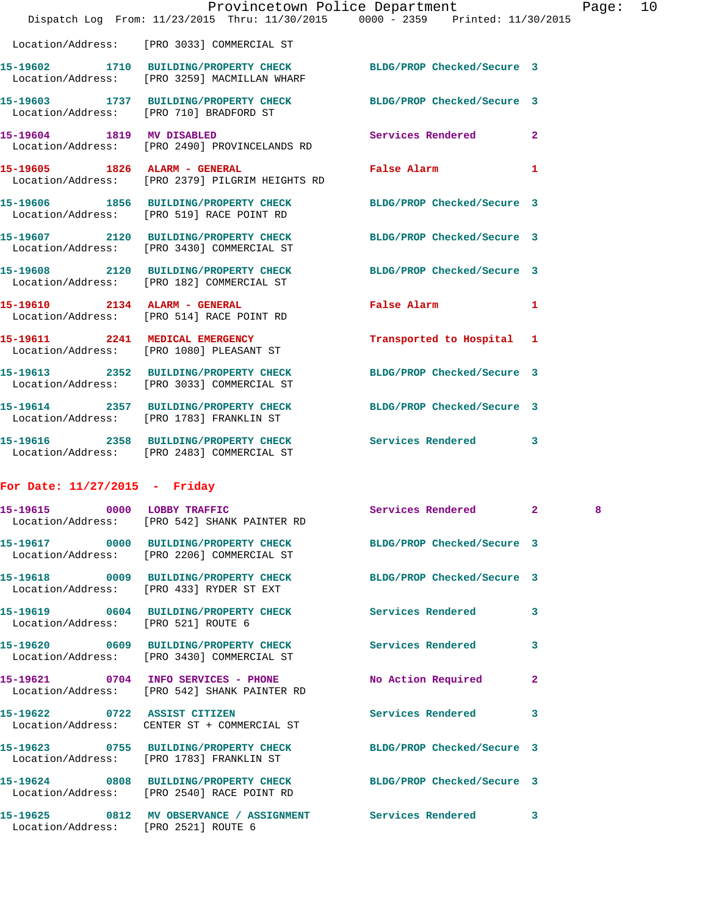Location/Address: [PRO 3033] COMMERCIAL ST

15-19602 1710 BUILDING/PROPERTY CHECK BLDG/PROP Checked/Secure 3
Location/Address: [PRO 3259] MACMILLAN WHARF

15-19603 1737 BUILDING/PROPERTY CHECK BLDG/PROP Checked/Secure 3
Location/Address: [PRO 710] BRADFORD ST

15-19604 1819 MV DISABLED Services Rendered 2
Location/Address: [PRO 2490] PROVINCELANDS RD

15-19605 1826 ALARM - GENERAL False Alarm 1
Location/Address: [PRO 2379] PILGRIM HEIGHTS RD

15-19606 1856 BUILDING/PROPERTY CHECK BLDG/PROP Checked/Secure 3
Location/Address: [PRO 519] RACE POINT RD

15-19607 2120 BUILDING/PROPERTY CHECK BLDG/PROP Checked/Secure 3
Location/Address: [PRO 3430] COMMERCIAL ST

15-19608 2120 BUILDING/PROPERTY CHECK BLDG/PROP Checked/Secure 3
Location/Address: [PRO 182] COMMERCIAL ST

15-19610 2134 ALARM - GENERAL False Alarm 1
Location/Address: [PRO 514] RACE POINT RD

15-19611 2241 MEDICAL EMERGENCY Transported to Hospital 1
Location/Address: [PRO 1080] PLEASANT ST

15-19613 2352 BUILDING/PROPERTY CHECK BLDG/PROP Checked/Secure 3
Location/Address: [PRO 3033] COMMERCIAL ST

15-19614 2357 BUILDING/PROPERTY CHECK BLDG/PROP Checked/Secure 3
Location/Address: [PRO 1783] FRANKLIN ST

15-19616 2358 BUILDING/PROPERTY CHECK Services Rendered 3
Location/Address: [PRO 2483] COMMERCIAL ST

## For Date: 11/27/2015 - Friday

15-19615 0000 LOBBY TRAFFIC Services Rendered 2 8
Location/Address: [PRO 542] SHANK PAINTER RD

15-19617 0000 BUILDING/PROPERTY CHECK BLDG/PROP Checked/Secure 3
Location/Address: [PRO 2206] COMMERCIAL ST

15-19618 0009 BUILDING/PROPERTY CHECK BLDG/PROP Checked/Secure 3
Location/Address: [PRO 433] RYDER ST EXT

15-19619 0604 BUILDING/PROPERTY CHECK Services Rendered 3
Location/Address: [PRO 521] ROUTE 6

15-19620 0609 BUILDING/PROPERTY CHECK Services Rendered 3
Location/Address: [PRO 3430] COMMERCIAL ST

15-19621 0704 INFO SERVICES - PHONE No Action Required 2
Location/Address: [PRO 542] SHANK PAINTER RD

15-19622 0722 ASSIST CITIZEN Services Rendered 3
Location/Address: CENTER ST + COMMERCIAL ST

15-19623 0755 BUILDING/PROPERTY CHECK BLDG/PROP Checked/Secure 3
Location/Address: [PRO 1783] FRANKLIN ST

15-19624 0808 BUILDING/PROPERTY CHECK BLDG/PROP Checked/Secure 3
Location/Address: [PRO 2540] RACE POINT RD

15-19625 0812 MV OBSERVANCE / ASSIGNMENT Services Rendered 3
Location/Address: [PRO 2521] ROUTE 6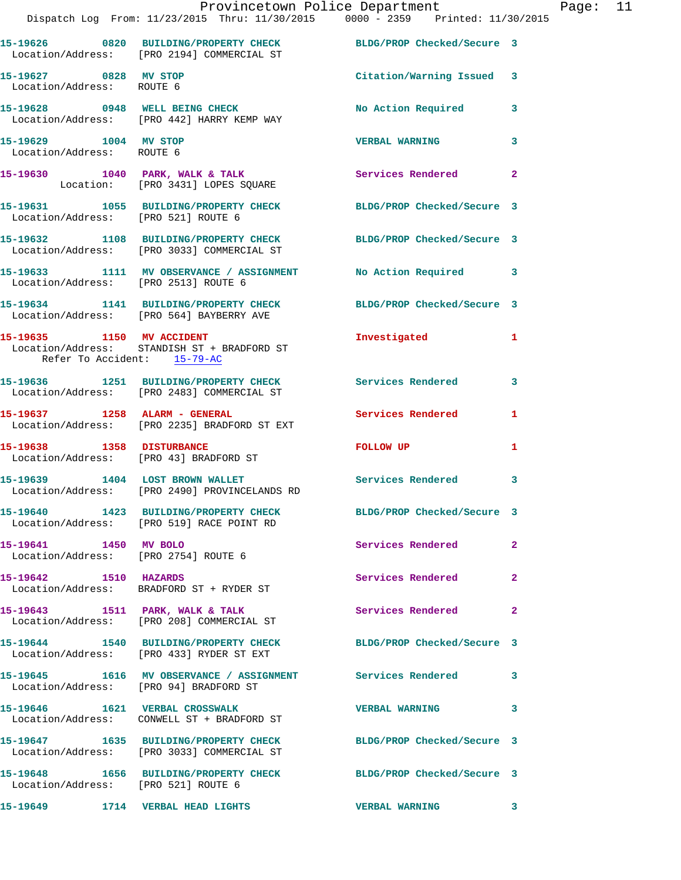15-19626 0820 BUILDING/PROPERTY CHECK BLDG/PROP Checked/Secure 3
Location/Address: [PRO 2194] COMMERCIAL ST

15-19627 0828 MV STOP Citation/Warning Issued 3
Location/Address: ROUTE 6

15-19628 0948 WELL BEING CHECK No Action Required 3
Location/Address: [PRO 442] HARRY KEMP WAY

15-19629 1004 MV STOP VERBAL WARNING 3
Location/Address: ROUTE 6

15-19630 1040 PARK, WALK & TALK Services Rendered 2
Location: [PRO 3431] LOPES SQUARE

15-19631 1055 BUILDING/PROPERTY CHECK BLDG/PROP Checked/Secure 3
Location/Address: [PRO 521] ROUTE 6

15-19632 1108 BUILDING/PROPERTY CHECK BLDG/PROP Checked/Secure 3
Location/Address: [PRO 3033] COMMERCIAL ST

15-19633 1111 MV OBSERVANCE / ASSIGNMENT No Action Required 3
Location/Address: [PRO 2513] ROUTE 6

15-19634 1141 BUILDING/PROPERTY CHECK BLDG/PROP Checked/Secure 3
Location/Address: [PRO 564] BAYBERRY AVE

15-19635 1150 MV ACCIDENT Investigated 1
Location/Address: STANDISH ST + BRADFORD ST
Refer To Accident: 15-79-AC

15-19636 1251 BUILDING/PROPERTY CHECK Services Rendered 3
Location/Address: [PRO 2483] COMMERCIAL ST

15-19637 1258 ALARM - GENERAL Services Rendered 1
Location/Address: [PRO 2235] BRADFORD ST EXT

15-19638 1358 DISTURBANCE FOLLOW UP 1
Location/Address: [PRO 43] BRADFORD ST

15-19639 1404 LOST BROWN WALLET Services Rendered 3
Location/Address: [PRO 2490] PROVINCELANDS RD

15-19640 1423 BUILDING/PROPERTY CHECK BLDG/PROP Checked/Secure 3
Location/Address: [PRO 519] RACE POINT RD

15-19641 1450 MV BOLO Services Rendered 2
Location/Address: [PRO 2754] ROUTE 6

15-19642 1510 HAZARDS Services Rendered 2
Location/Address: BRADFORD ST + RYDER ST

15-19643 1511 PARK, WALK & TALK Services Rendered 2
Location/Address: [PRO 208] COMMERCIAL ST

15-19644 1540 BUILDING/PROPERTY CHECK BLDG/PROP Checked/Secure 3
Location/Address: [PRO 433] RYDER ST EXT

15-19645 1616 MV OBSERVANCE / ASSIGNMENT Services Rendered 3
Location/Address: [PRO 94] BRADFORD ST

15-19646 1621 VERBAL CROSSWALK VERBAL WARNING 3
Location/Address: CONWELL ST + BRADFORD ST

15-19647 1635 BUILDING/PROPERTY CHECK BLDG/PROP Checked/Secure 3
Location/Address: [PRO 3033] COMMERCIAL ST

15-19648 1656 BUILDING/PROPERTY CHECK BLDG/PROP Checked/Secure 3
Location/Address: [PRO 521] ROUTE 6

15-19649 1714 VERBAL HEAD LIGHTS VERBAL WARNING 3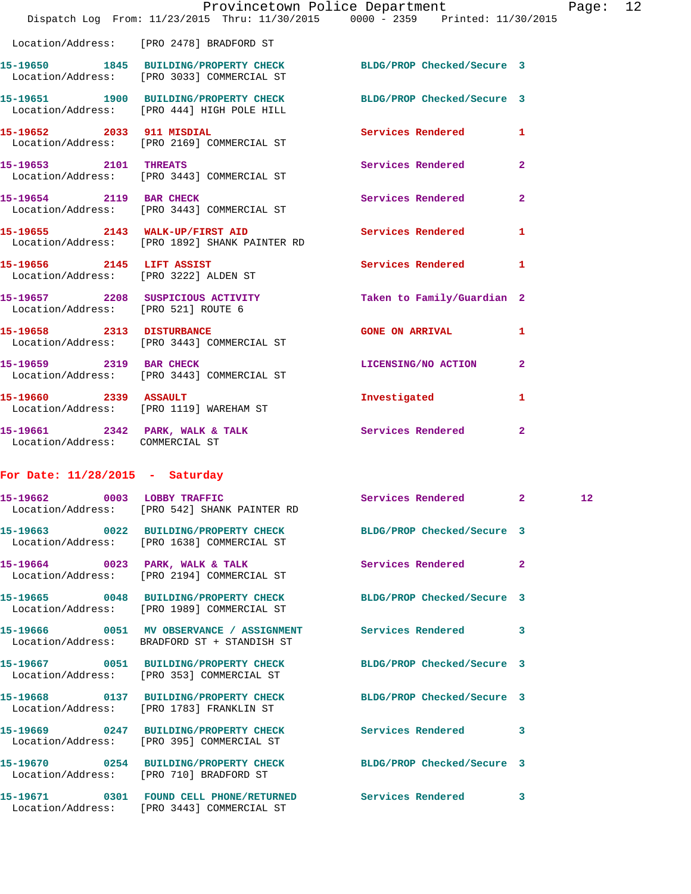Location/Address: [PRO 2478] BRADFORD ST

**15-19650** 1845 BUILDING/PROPERTY CHECK BLDG/PROP Checked/Secure 3
Location/Address: [PRO 3033] COMMERCIAL ST

**15-19651** 1900 BUILDING/PROPERTY CHECK BLDG/PROP Checked/Secure 3
Location/Address: [PRO 444] HIGH POLE HILL

**15-19652** 2033 911 MISDIAL Services Rendered 1
Location/Address: [PRO 2169] COMMERCIAL ST

**15-19653** 2101 THREATS Services Rendered 2
Location/Address: [PRO 3443] COMMERCIAL ST

**15-19654** 2119 BAR CHECK Services Rendered 2
Location/Address: [PRO 3443] COMMERCIAL ST

**15-19655** 2143 WALK-UP/FIRST AID Services Rendered 1
Location/Address: [PRO 1892] SHANK PAINTER RD

**15-19656** 2145 LIFT ASSIST Services Rendered 1
Location/Address: [PRO 3222] ALDEN ST

**15-19657** 2208 SUSPICIOUS ACTIVITY Taken to Family/Guardian 2
Location/Address: [PRO 521] ROUTE 6

**15-19658** 2313 DISTURBANCE GONE ON ARRIVAL 1
Location/Address: [PRO 3443] COMMERCIAL ST

**15-19659** 2319 BAR CHECK LICENSING/NO ACTION 2
Location/Address: [PRO 3443] COMMERCIAL ST

**15-19660** 2339 ASSAULT Investigated 1
Location/Address: [PRO 1119] WAREHAM ST

**15-19661** 2342 PARK, WALK & TALK Services Rendered 2
Location/Address: COMMERCIAL ST

## For Date: 11/28/2015 - Saturday

**15-19662** 0003 LOBBY TRAFFIC Services Rendered 2 12
Location/Address: [PRO 542] SHANK PAINTER RD

**15-19663** 0022 BUILDING/PROPERTY CHECK BLDG/PROP Checked/Secure 3
Location/Address: [PRO 1638] COMMERCIAL ST

**15-19664** 0023 PARK, WALK & TALK Services Rendered 2
Location/Address: [PRO 2194] COMMERCIAL ST

**15-19665** 0048 BUILDING/PROPERTY CHECK BLDG/PROP Checked/Secure 3
Location/Address: [PRO 1989] COMMERCIAL ST

**15-19666** 0051 MV OBSERVANCE / ASSIGNMENT Services Rendered 3
Location/Address: BRADFORD ST + STANDISH ST

**15-19667** 0051 BUILDING/PROPERTY CHECK BLDG/PROP Checked/Secure 3
Location/Address: [PRO 353] COMMERCIAL ST

**15-19668** 0137 BUILDING/PROPERTY CHECK BLDG/PROP Checked/Secure 3
Location/Address: [PRO 1783] FRANKLIN ST

**15-19669** 0247 BUILDING/PROPERTY CHECK Services Rendered 3
Location/Address: [PRO 395] COMMERCIAL ST

**15-19670** 0254 BUILDING/PROPERTY CHECK BLDG/PROP Checked/Secure 3
Location/Address: [PRO 710] BRADFORD ST

**15-19671** 0301 FOUND CELL PHONE/RETURNED Services Rendered 3
Location/Address: [PRO 3443] COMMERCIAL ST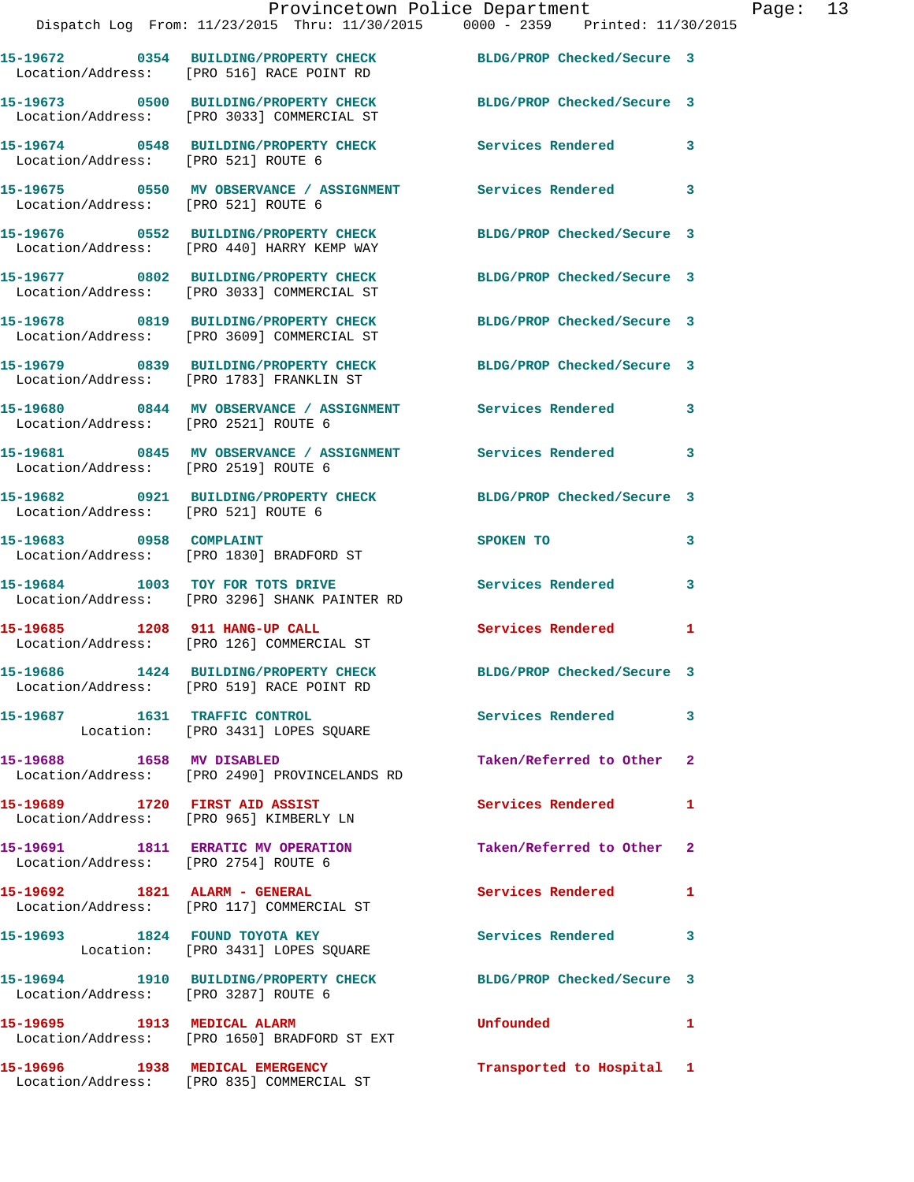| Call # | Time | Call Type | Disposition | Priority |
|---|---|---|---|---|
| 15-19672 | 0354 | BUILDING/PROPERTY CHECK | BLDG/PROP Checked/Secure | 3 |
| Location/Address: | | [PRO 516] RACE POINT RD | | |
| 15-19673 | 0500 | BUILDING/PROPERTY CHECK | BLDG/PROP Checked/Secure | 3 |
| Location/Address: | | [PRO 3033] COMMERCIAL ST | | |
| 15-19674 | 0548 | BUILDING/PROPERTY CHECK | Services Rendered | 3 |
| Location/Address: | | [PRO 521] ROUTE 6 | | |
| 15-19675 | 0550 | MV OBSERVANCE / ASSIGNMENT | Services Rendered | 3 |
| Location/Address: | | [PRO 521] ROUTE 6 | | |
| 15-19676 | 0552 | BUILDING/PROPERTY CHECK | BLDG/PROP Checked/Secure | 3 |
| Location/Address: | | [PRO 440] HARRY KEMP WAY | | |
| 15-19677 | 0802 | BUILDING/PROPERTY CHECK | BLDG/PROP Checked/Secure | 3 |
| Location/Address: | | [PRO 3033] COMMERCIAL ST | | |
| 15-19678 | 0819 | BUILDING/PROPERTY CHECK | BLDG/PROP Checked/Secure | 3 |
| Location/Address: | | [PRO 3609] COMMERCIAL ST | | |
| 15-19679 | 0839 | BUILDING/PROPERTY CHECK | BLDG/PROP Checked/Secure | 3 |
| Location/Address: | | [PRO 1783] FRANKLIN ST | | |
| 15-19680 | 0844 | MV OBSERVANCE / ASSIGNMENT | Services Rendered | 3 |
| Location/Address: | | [PRO 2521] ROUTE 6 | | |
| 15-19681 | 0845 | MV OBSERVANCE / ASSIGNMENT | Services Rendered | 3 |
| Location/Address: | | [PRO 2519] ROUTE 6 | | |
| 15-19682 | 0921 | BUILDING/PROPERTY CHECK | BLDG/PROP Checked/Secure | 3 |
| Location/Address: | | [PRO 521] ROUTE 6 | | |
| 15-19683 | 0958 | COMPLAINT | SPOKEN TO | 3 |
| Location/Address: | | [PRO 1830] BRADFORD ST | | |
| 15-19684 | 1003 | TOY FOR TOTS DRIVE | Services Rendered | 3 |
| Location/Address: | | [PRO 3296] SHANK PAINTER RD | | |
| 15-19685 | 1208 | 911 HANG-UP CALL | Services Rendered | 1 |
| Location/Address: | | [PRO 126] COMMERCIAL ST | | |
| 15-19686 | 1424 | BUILDING/PROPERTY CHECK | BLDG/PROP Checked/Secure | 3 |
| Location/Address: | | [PRO 519] RACE POINT RD | | |
| 15-19687 | 1631 | TRAFFIC CONTROL | Services Rendered | 3 |
| Location: | | [PRO 3431] LOPES SQUARE | | |
| 15-19688 | 1658 | MV DISABLED | Taken/Referred to Other | 2 |
| Location/Address: | | [PRO 2490] PROVINCELANDS RD | | |
| 15-19689 | 1720 | FIRST AID ASSIST | Services Rendered | 1 |
| Location/Address: | | [PRO 965] KIMBERLY LN | | |
| 15-19691 | 1811 | ERRATIC MV OPERATION | Taken/Referred to Other | 2 |
| Location/Address: | | [PRO 2754] ROUTE 6 | | |
| 15-19692 | 1821 | ALARM - GENERAL | Services Rendered | 1 |
| Location/Address: | | [PRO 117] COMMERCIAL ST | | |
| 15-19693 | 1824 | FOUND TOYOTA KEY | Services Rendered | 3 |
| Location: | | [PRO 3431] LOPES SQUARE | | |
| 15-19694 | 1910 | BUILDING/PROPERTY CHECK | BLDG/PROP Checked/Secure | 3 |
| Location/Address: | | [PRO 3287] ROUTE 6 | | |
| 15-19695 | 1913 | MEDICAL ALARM | Unfounded | 1 |
| Location/Address: | | [PRO 1650] BRADFORD ST EXT | | |
| 15-19696 | 1938 | MEDICAL EMERGENCY | Transported to Hospital | 1 |
| Location/Address: | | [PRO 835] COMMERCIAL ST | | |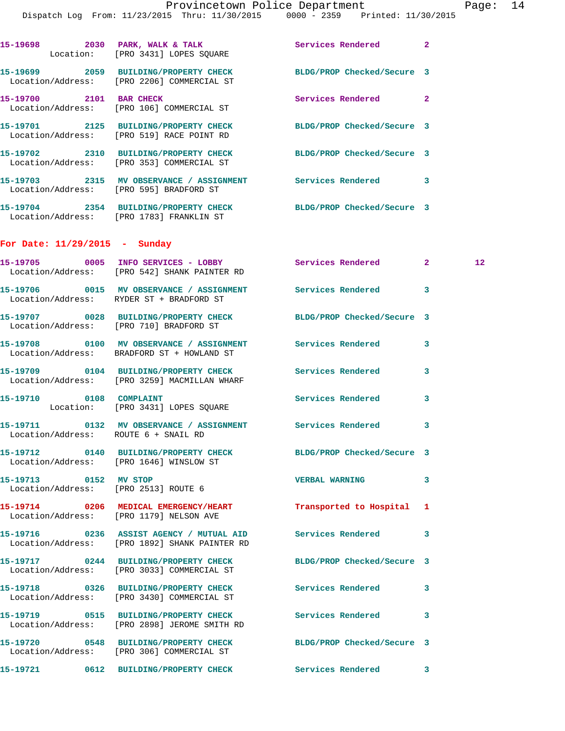15-19698 2030 PARK, WALK & TALK Services Rendered 2
Location: [PRO 3431] LOPES SQUARE

15-19699 2059 BUILDING/PROPERTY CHECK BLDG/PROP Checked/Secure 3
Location/Address: [PRO 2206] COMMERCIAL ST

15-19700 2101 BAR CHECK Services Rendered 2
Location/Address: [PRO 106] COMMERCIAL ST

15-19701 2125 BUILDING/PROPERTY CHECK BLDG/PROP Checked/Secure 3
Location/Address: [PRO 519] RACE POINT RD

15-19702 2310 BUILDING/PROPERTY CHECK BLDG/PROP Checked/Secure 3
Location/Address: [PRO 353] COMMERCIAL ST

15-19703 2315 MV OBSERVATION / ASSIGNMENT Services Rendered 3
Location/Address: [PRO 595] BRADFORD ST

15-19704 2354 BUILDING/PROPERTY CHECK BLDG/PROP Checked/Secure 3
Location/Address: [PRO 1783] FRANKLIN ST

**For Date: 11/29/2015 - Sunday**

15-19705 0005 INFO SERVICES - LOBBY Services Rendered 2 12
Location/Address: [PRO 542] SHANK PAINTER RD

15-19706 0015 MV OBSERVATION / ASSIGNMENT Services Rendered 3
Location/Address: RYDER ST + BRADFORD ST

15-19707 0028 BUILDING/PROPERTY CHECK BLDG/PROP Checked/Secure 3
Location/Address: [PRO 710] BRADFORD ST

15-19708 0100 MV OBSERVATION / ASSIGNMENT Services Rendered 3
Location/Address: BRADFORD ST + HOWLAND ST

15-19709 0104 BUILDING/PROPERTY CHECK Services Rendered 3
Location/Address: [PRO 3259] MACMILLAN WHARF

15-19710 0108 COMPLAINT Services Rendered 3
Location: [PRO 3431] LOPES SQUARE

15-19711 0132 MV OBSERVATION / ASSIGNMENT Services Rendered 3
Location/Address: ROUTE 6 + SNAIL RD

15-19712 0140 BUILDING/PROPERTY CHECK BLDG/PROP Checked/Secure 3
Location/Address: [PRO 1646] WINSLOW ST

15-19713 0152 MV STOP VERBAL WARNING 3
Location/Address: [PRO 2513] ROUTE 6

15-19714 0206 MEDICAL EMERGENCY/HEART Transported to Hospital 1
Location/Address: [PRO 1179] NELSON AVE

15-19716 0236 ASSIST AGENCY / MUTUAL AID Services Rendered 3
Location/Address: [PRO 1892] SHANK PAINTER RD

15-19717 0244 BUILDING/PROPERTY CHECK BLDG/PROP Checked/Secure 3
Location/Address: [PRO 3033] COMMERCIAL ST

15-19718 0326 BUILDING/PROPERTY CHECK Services Rendered 3
Location/Address: [PRO 3430] COMMERCIAL ST

15-19719 0515 BUILDING/PROPERTY CHECK Services Rendered 3
Location/Address: [PRO 2898] JEROME SMITH RD

15-19720 0548 BUILDING/PROPERTY CHECK BLDG/PROP Checked/Secure 3
Location/Address: [PRO 306] COMMERCIAL ST

15-19721 0612 BUILDING/PROPERTY CHECK Services Rendered 3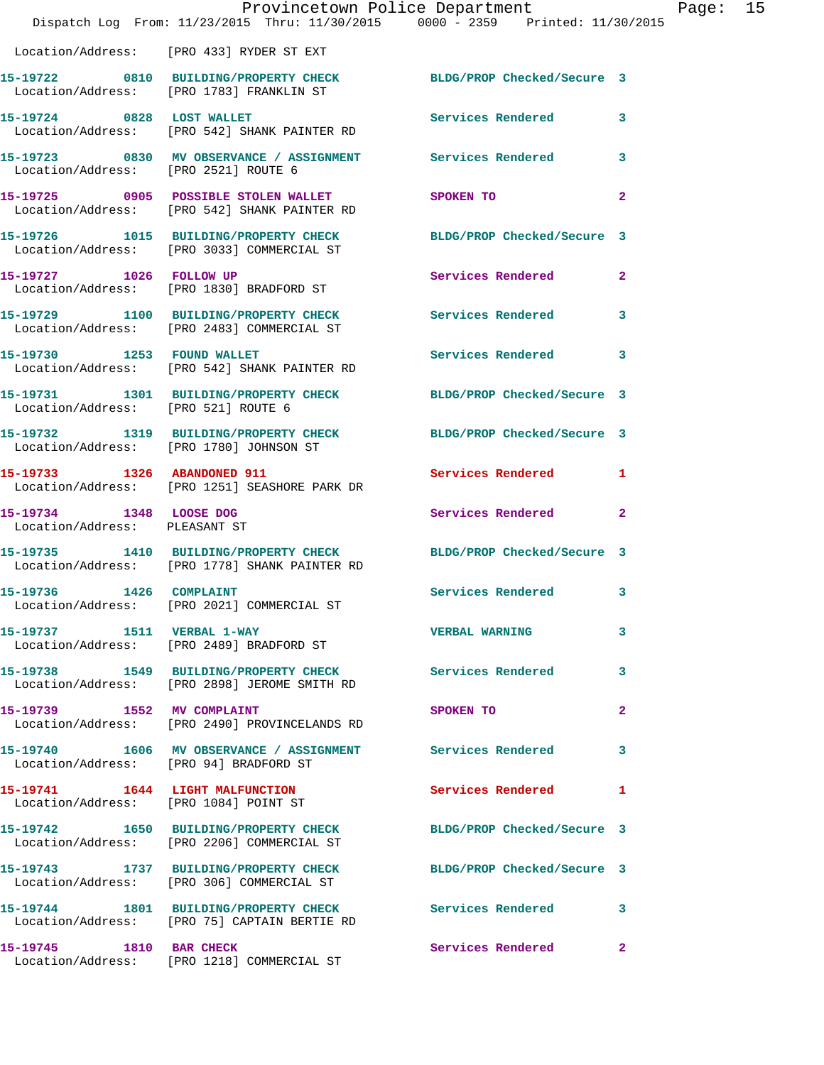Location/Address: [PRO 433] RYDER ST EXT

**15-19722** 0810 **BUILDING/PROPERTY CHECK** BLDG/PROP Checked/Secure 3
Location/Address: [PRO 1783] FRANKLIN ST

**15-19724** 0828 **LOST WALLET** Services Rendered 3
Location/Address: [PRO 542] SHANK PAINTER RD

**15-19723** 0830 **MV OBSERVANCE / ASSIGNMENT** Services Rendered 3
Location/Address: [PRO 2521] ROUTE 6

**15-19725** 0905 **POSSIBLE STOLEN WALLET** SPOKEN TO 2
Location/Address: [PRO 542] SHANK PAINTER RD

**15-19726** 1015 **BUILDING/PROPERTY CHECK** BLDG/PROP Checked/Secure 3
Location/Address: [PRO 3033] COMMERCIAL ST

**15-19727** 1026 **FOLLOW UP** Services Rendered 2
Location/Address: [PRO 1830] BRADFORD ST

**15-19729** 1100 **BUILDING/PROPERTY CHECK** Services Rendered 3
Location/Address: [PRO 2483] COMMERCIAL ST

**15-19730** 1253 **FOUND WALLET** Services Rendered 3
Location/Address: [PRO 542] SHANK PAINTER RD

**15-19731** 1301 **BUILDING/PROPERTY CHECK** BLDG/PROP Checked/Secure 3
Location/Address: [PRO 521] ROUTE 6

**15-19732** 1319 **BUILDING/PROPERTY CHECK** BLDG/PROP Checked/Secure 3
Location/Address: [PRO 1780] JOHNSON ST

**15-19733** 1326 **ABANDONED 911** Services Rendered 1
Location/Address: [PRO 1251] SEASHORE PARK DR

**15-19734** 1348 **LOOSE DOG** Services Rendered 2
Location/Address: PLEASANT ST

**15-19735** 1410 **BUILDING/PROPERTY CHECK** BLDG/PROP Checked/Secure 3
Location/Address: [PRO 1778] SHANK PAINTER RD

**15-19736** 1426 **COMPLAINT** Services Rendered 3
Location/Address: [PRO 2021] COMMERCIAL ST

**15-19737** 1511 **VERBAL 1-WAY** VERBAL WARNING 3
Location/Address: [PRO 2489] BRADFORD ST

**15-19738** 1549 **BUILDING/PROPERTY CHECK** Services Rendered 3
Location/Address: [PRO 2898] JEROME SMITH RD

**15-19739** 1552 **MV COMPLAINT** SPOKEN TO 2
Location/Address: [PRO 2490] PROVINCELANDS RD

**15-19740** 1606 **MV OBSERVANCE / ASSIGNMENT** Services Rendered 3
Location/Address: [PRO 94] BRADFORD ST

**15-19741** 1644 **LIGHT MALFUNCTION** Services Rendered 1
Location/Address: [PRO 1084] POINT ST

**15-19742** 1650 **BUILDING/PROPERTY CHECK** BLDG/PROP Checked/Secure 3
Location/Address: [PRO 2206] COMMERCIAL ST

**15-19743** 1737 **BUILDING/PROPERTY CHECK** BLDG/PROP Checked/Secure 3
Location/Address: [PRO 306] COMMERCIAL ST

**15-19744** 1801 **BUILDING/PROPERTY CHECK** Services Rendered 3
Location/Address: [PRO 75] CAPTAIN BERTIE RD

**15-19745** 1810 **BAR CHECK** Services Rendered 2
Location/Address: [PRO 1218] COMMERCIAL ST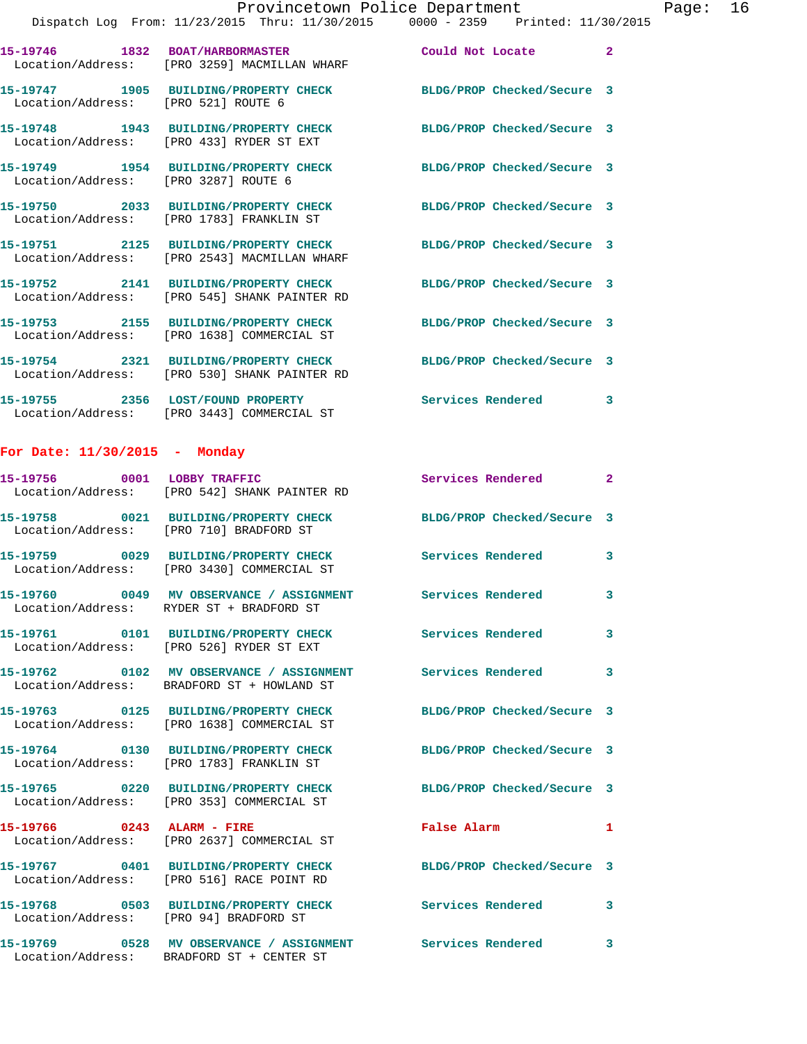15-19746 1832 BOAT/HARBORMASTER Could Not Locate 2
Location/Address: [PRO 3259] MACMILLAN WHARF

15-19747 1905 BUILDING/PROPERTY CHECK BLDG/PROP Checked/Secure 3
Location/Address: [PRO 521] ROUTE 6

15-19748 1943 BUILDING/PROPERTY CHECK BLDG/PROP Checked/Secure 3
Location/Address: [PRO 433] RYDER ST EXT

15-19749 1954 BUILDING/PROPERTY CHECK BLDG/PROP Checked/Secure 3
Location/Address: [PRO 3287] ROUTE 6

15-19750 2033 BUILDING/PROPERTY CHECK BLDG/PROP Checked/Secure 3
Location/Address: [PRO 1783] FRANKLIN ST

15-19751 2125 BUILDING/PROPERTY CHECK BLDG/PROP Checked/Secure 3
Location/Address: [PRO 2543] MACMILLAN WHARF

15-19752 2141 BUILDING/PROPERTY CHECK BLDG/PROP Checked/Secure 3
Location/Address: [PRO 545] SHANK PAINTER RD

15-19753 2155 BUILDING/PROPERTY CHECK BLDG/PROP Checked/Secure 3
Location/Address: [PRO 1638] COMMERCIAL ST

15-19754 2321 BUILDING/PROPERTY CHECK BLDG/PROP Checked/Secure 3
Location/Address: [PRO 530] SHANK PAINTER RD

15-19755 2356 LOST/FOUND PROPERTY Services Rendered 3
Location/Address: [PRO 3443] COMMERCIAL ST

**For Date: 11/30/2015 - Monday**

15-19756 0001 LOBBY TRAFFIC Services Rendered 2
Location/Address: [PRO 542] SHANK PAINTER RD

15-19758 0021 BUILDING/PROPERTY CHECK BLDG/PROP Checked/Secure 3
Location/Address: [PRO 710] BRADFORD ST

15-19759 0029 BUILDING/PROPERTY CHECK Services Rendered 3
Location/Address: [PRO 3430] COMMERCIAL ST

15-19760 0049 MV OBSERVANCE / ASSIGNMENT Services Rendered 3
Location/Address: RYDER ST + BRADFORD ST

15-19761 0101 BUILDING/PROPERTY CHECK Services Rendered 3
Location/Address: [PRO 526] RYDER ST EXT

15-19762 0102 MV OBSERVANCE / ASSIGNMENT Services Rendered 3
Location/Address: BRADFORD ST + HOWLAND ST

15-19763 0125 BUILDING/PROPERTY CHECK BLDG/PROP Checked/Secure 3
Location/Address: [PRO 1638] COMMERCIAL ST

15-19764 0130 BUILDING/PROPERTY CHECK BLDG/PROP Checked/Secure 3
Location/Address: [PRO 1783] FRANKLIN ST

15-19765 0220 BUILDING/PROPERTY CHECK BLDG/PROP Checked/Secure 3
Location/Address: [PRO 353] COMMERCIAL ST

15-19766 0243 ALARM - FIRE False Alarm 1
Location/Address: [PRO 2637] COMMERCIAL ST

15-19767 0401 BUILDING/PROPERTY CHECK BLDG/PROP Checked/Secure 3
Location/Address: [PRO 516] RACE POINT RD

15-19768 0503 BUILDING/PROPERTY CHECK Services Rendered 3
Location/Address: [PRO 94] BRADFORD ST

15-19769 0528 MV OBSERVANCE / ASSIGNMENT Services Rendered 3
Location/Address: BRADFORD ST + CENTER ST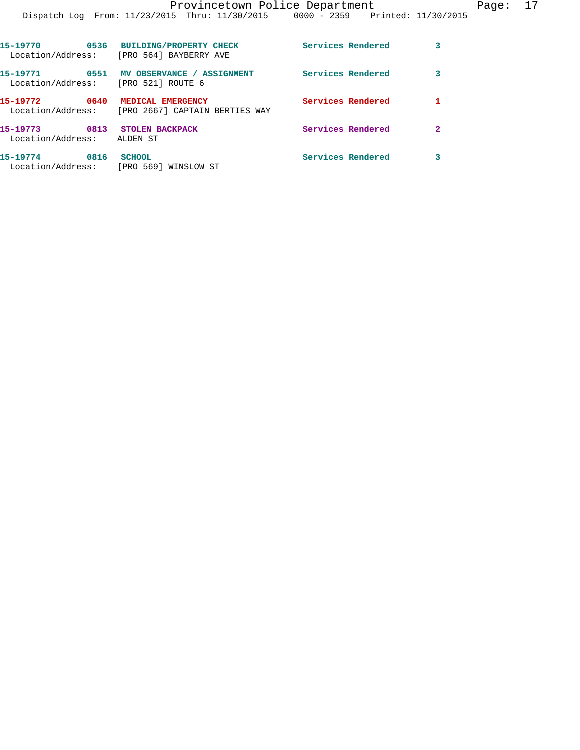15-19770 0536 BUILDING/PROPERTY CHECK Services Rendered 3
Location/Address: [PRO 564] BAYBERRY AVE

15-19771 0551 MV OBSERVANCE / ASSIGNMENT Services Rendered 3
Location/Address: [PRO 521] ROUTE 6

15-19772 0640 MEDICAL EMERGENCY Services Rendered 1
Location/Address: [PRO 2667] CAPTAIN BERTIES WAY

15-19773 0813 STOLEN BACKPACK Services Rendered 2
Location/Address: ALDEN ST

15-19774 0816 SCHOOL Services Rendered 3
Location/Address: [PRO 569] WINSLOW ST